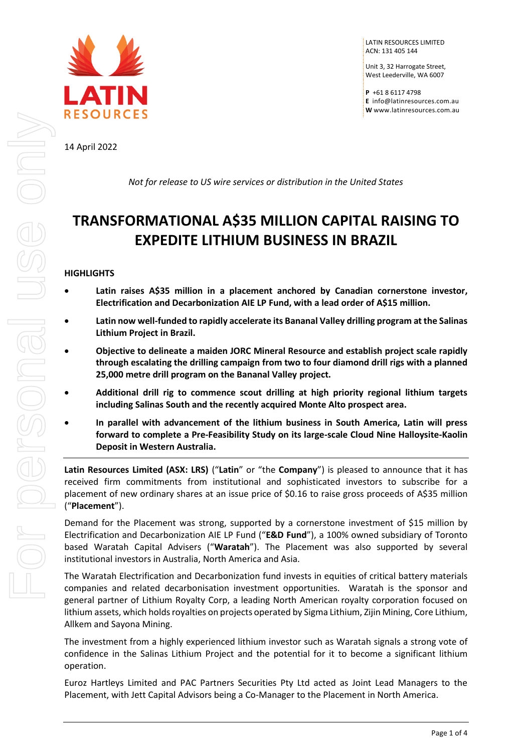LATIN RESOURCES LIMITED
ACN: 131 405 144

Unit 3, 32 Harrogate Street,
West Leederville, WA 6007

**P** +61 8 6117 4798
**E** info@latinresources.com.au
**W** www.latinresources.com.au

14 April 2022

*Not for release to US wire services or distribution in the United States*

# TRANSFORMATIONAL A$35 MILLION CAPITAL RAISING TO EXPEDITE LITHIUM BUSINESS IN BRAZIL

## HIGHLIGHTS

- **Latin raises A$35 million in a placement anchored by Canadian cornerstone investor, Electrification and Decarbonization AIE LP Fund, with a lead order of A$15 million.**
- **Latin now well-funded to rapidly accelerate its Bananal Valley drilling program at the Salinas Lithium Project in Brazil.**
- **Objective to delineate a maiden JORC Mineral Resource and establish project scale rapidly through escalating the drilling campaign from two to four diamond drill rigs with a planned 25,000 metre drill program on the Bananal Valley project.**
- **Additional drill rig to commence scout drilling at high priority regional lithium targets including Salinas South and the recently acquired Monte Alto prospect area.**
- **In parallel with advancement of the lithium business in South America, Latin will press forward to complete a Pre-Feasibility Study on its large-scale Cloud Nine Halloysite-Kaolin Deposit in Western Australia.**

---

**Latin Resources Limited (ASX: LRS)** ("**Latin**" or "the **Company**") is pleased to announce that it has received firm commitments from institutional and sophisticated investors to subscribe for a placement of new ordinary shares at an issue price of $0.16 to raise gross proceeds of A$35 million ("**Placement**").

Demand for the Placement was strong, supported by a cornerstone investment of $15 million by Electrification and Decarbonization AIE LP Fund ("**E&D Fund**"), a 100% owned subsidiary of Toronto based Waratah Capital Advisers ("**Waratah**"). The Placement was also supported by several institutional investors in Australia, North America and Asia.

The Waratah Electrification and Decarbonization fund invests in equities of critical battery materials companies and related decarbonisation investment opportunities. Waratah is the sponsor and general partner of Lithium Royalty Corp, a leading North American royalty corporation focused on lithium assets, which holds royalties on projects operated by Sigma Lithium, Zijin Mining, Core Lithium, Allkem and Sayona Mining.

The investment from a highly experienced lithium investor such as Waratah signals a strong vote of confidence in the Salinas Lithium Project and the potential for it to become a significant lithium operation.

Euroz Hartleys Limited and PAC Partners Securities Pty Ltd acted as Joint Lead Managers to the Placement, with Jett Capital Advisors being a Co-Manager to the Placement in North America.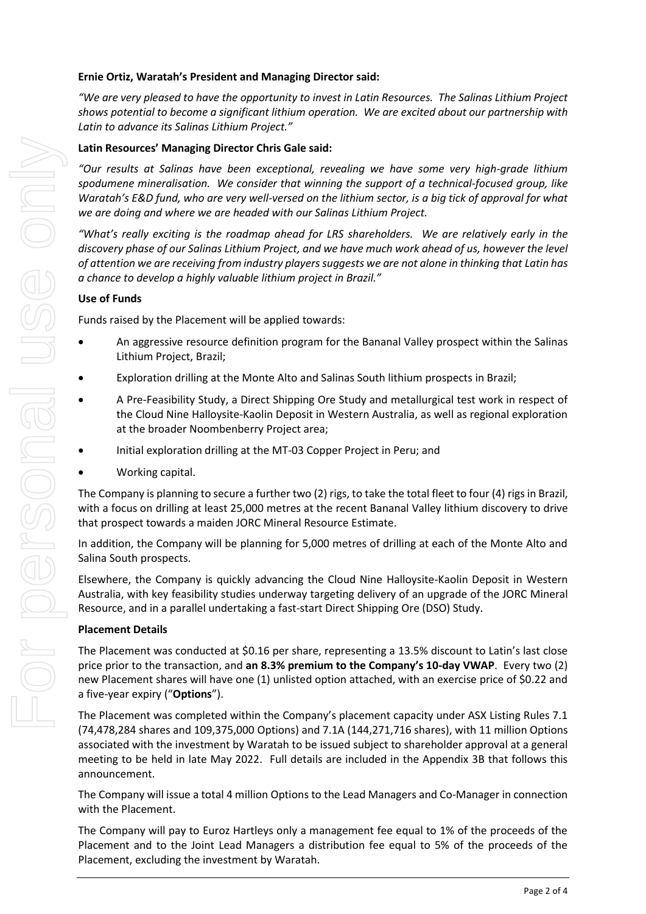**Ernie Ortiz, Waratah's President and Managing Director said:**

*"We are very pleased to have the opportunity to invest in Latin Resources. The Salinas Lithium Project shows potential to become a significant lithium operation. We are excited about our partnership with Latin to advance its Salinas Lithium Project."*

**Latin Resources' Managing Director Chris Gale said:**

*"Our results at Salinas have been exceptional, revealing we have some very high-grade lithium spodumene mineralisation. We consider that winning the support of a technical-focused group, like Waratah's E&D fund, who are very well-versed on the lithium sector, is a big tick of approval for what we are doing and where we are headed with our Salinas Lithium Project.*

*"What's really exciting is the roadmap ahead for LRS shareholders. We are relatively early in the discovery phase of our Salinas Lithium Project, and we have much work ahead of us, however the level of attention we are receiving from industry players suggests we are not alone in thinking that Latin has a chance to develop a highly valuable lithium project in Brazil."*

**Use of Funds**

Funds raised by the Placement will be applied towards:

- An aggressive resource definition program for the Bananal Valley prospect within the Salinas Lithium Project, Brazil;
- Exploration drilling at the Monte Alto and Salinas South lithium prospects in Brazil;
- A Pre-Feasibility Study, a Direct Shipping Ore Study and metallurgical test work in respect of the Cloud Nine Halloysite-Kaolin Deposit in Western Australia, as well as regional exploration at the broader Noombenberry Project area;
- Initial exploration drilling at the MT-03 Copper Project in Peru; and
- Working capital.

The Company is planning to secure a further two (2) rigs, to take the total fleet to four (4) rigs in Brazil, with a focus on drilling at least 25,000 metres at the recent Bananal Valley lithium discovery to drive that prospect towards a maiden JORC Mineral Resource Estimate.

In addition, the Company will be planning for 5,000 metres of drilling at each of the Monte Alto and Salina South prospects.

Elsewhere, the Company is quickly advancing the Cloud Nine Halloysite-Kaolin Deposit in Western Australia, with key feasibility studies underway targeting delivery of an upgrade of the JORC Mineral Resource, and in a parallel undertaking a fast-start Direct Shipping Ore (DSO) Study.

**Placement Details**

The Placement was conducted at $0.16 per share, representing a 13.5% discount to Latin's last close price prior to the transaction, and **an 8.3% premium to the Company's 10-day VWAP**. Every two (2) new Placement shares will have one (1) unlisted option attached, with an exercise price of $0.22 and a five-year expiry ("**Options**").

The Placement was completed within the Company's placement capacity under ASX Listing Rules 7.1 (74,478,284 shares and 109,375,000 Options) and 7.1A (144,271,716 shares), with 11 million Options associated with the investment by Waratah to be issued subject to shareholder approval at a general meeting to be held in late May 2022. Full details are included in the Appendix 3B that follows this announcement.

The Company will issue a total 4 million Options to the Lead Managers and Co-Manager in connection with the Placement.

The Company will pay to Euroz Hartleys only a management fee equal to 1% of the proceeds of the Placement and to the Joint Lead Managers a distribution fee equal to 5% of the proceeds of the Placement, excluding the investment by Waratah.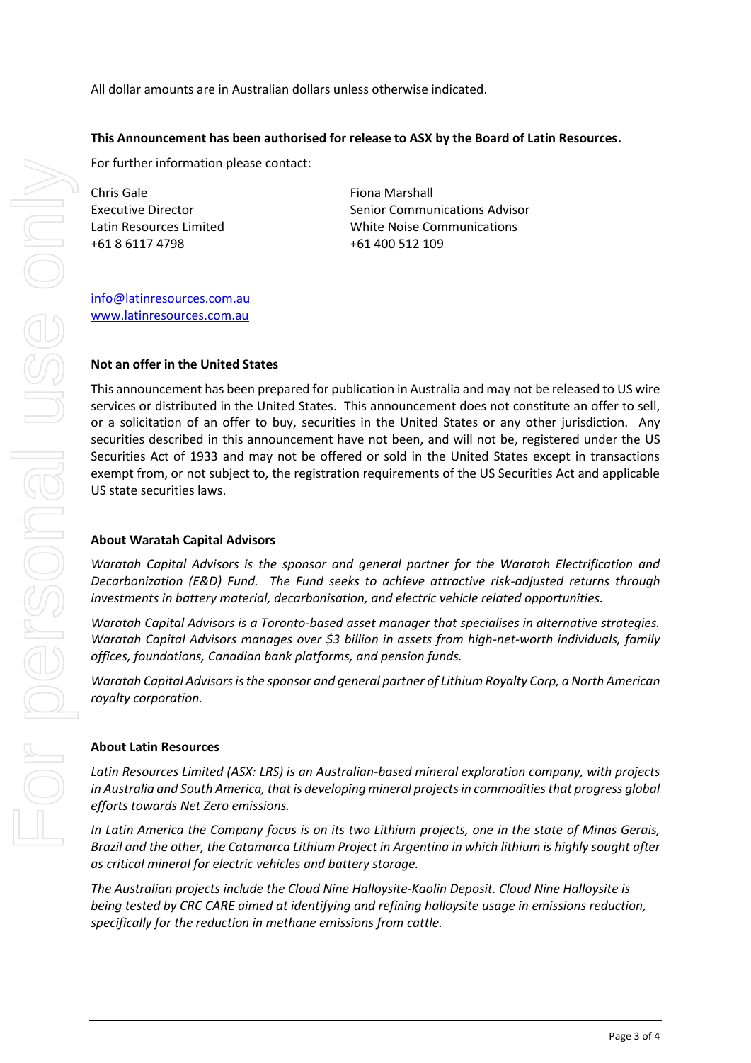All dollar amounts are in Australian dollars unless otherwise indicated.

**This Announcement has been authorised for release to ASX by the Board of Latin Resources.**

For further information please contact:

Chris Gale
Executive Director
Latin Resources Limited
+61 8 6117 4798

Fiona Marshall
Senior Communications Advisor
White Noise Communications
+61 400 512 109

info@latinresources.com.au
www.latinresources.com.au

**Not an offer in the United States**

This announcement has been prepared for publication in Australia and may not be released to US wire services or distributed in the United States. This announcement does not constitute an offer to sell, or a solicitation of an offer to buy, securities in the United States or any other jurisdiction. Any securities described in this announcement have not been, and will not be, registered under the US Securities Act of 1933 and may not be offered or sold in the United States except in transactions exempt from, or not subject to, the registration requirements of the US Securities Act and applicable US state securities laws.

**About Waratah Capital Advisors**

*Waratah Capital Advisors is the sponsor and general partner for the Waratah Electrification and Decarbonization (E&D) Fund. The Fund seeks to achieve attractive risk-adjusted returns through investments in battery material, decarbonisation, and electric vehicle related opportunities.*

*Waratah Capital Advisors is a Toronto-based asset manager that specialises in alternative strategies. Waratah Capital Advisors manages over $3 billion in assets from high-net-worth individuals, family offices, foundations, Canadian bank platforms, and pension funds.*

*Waratah Capital Advisors is the sponsor and general partner of Lithium Royalty Corp, a North American royalty corporation.*

**About Latin Resources**

*Latin Resources Limited (ASX: LRS) is an Australian-based mineral exploration company, with projects in Australia and South America, that is developing mineral projects in commodities that progress global efforts towards Net Zero emissions.*

*In Latin America the Company focus is on its two Lithium projects, one in the state of Minas Gerais, Brazil and the other, the Catamarca Lithium Project in Argentina in which lithium is highly sought after as critical mineral for electric vehicles and battery storage.*

*The Australian projects include the Cloud Nine Halloysite-Kaolin Deposit. Cloud Nine Halloysite is being tested by CRC CARE aimed at identifying and refining halloysite usage in emissions reduction, specifically for the reduction in methane emissions from cattle.*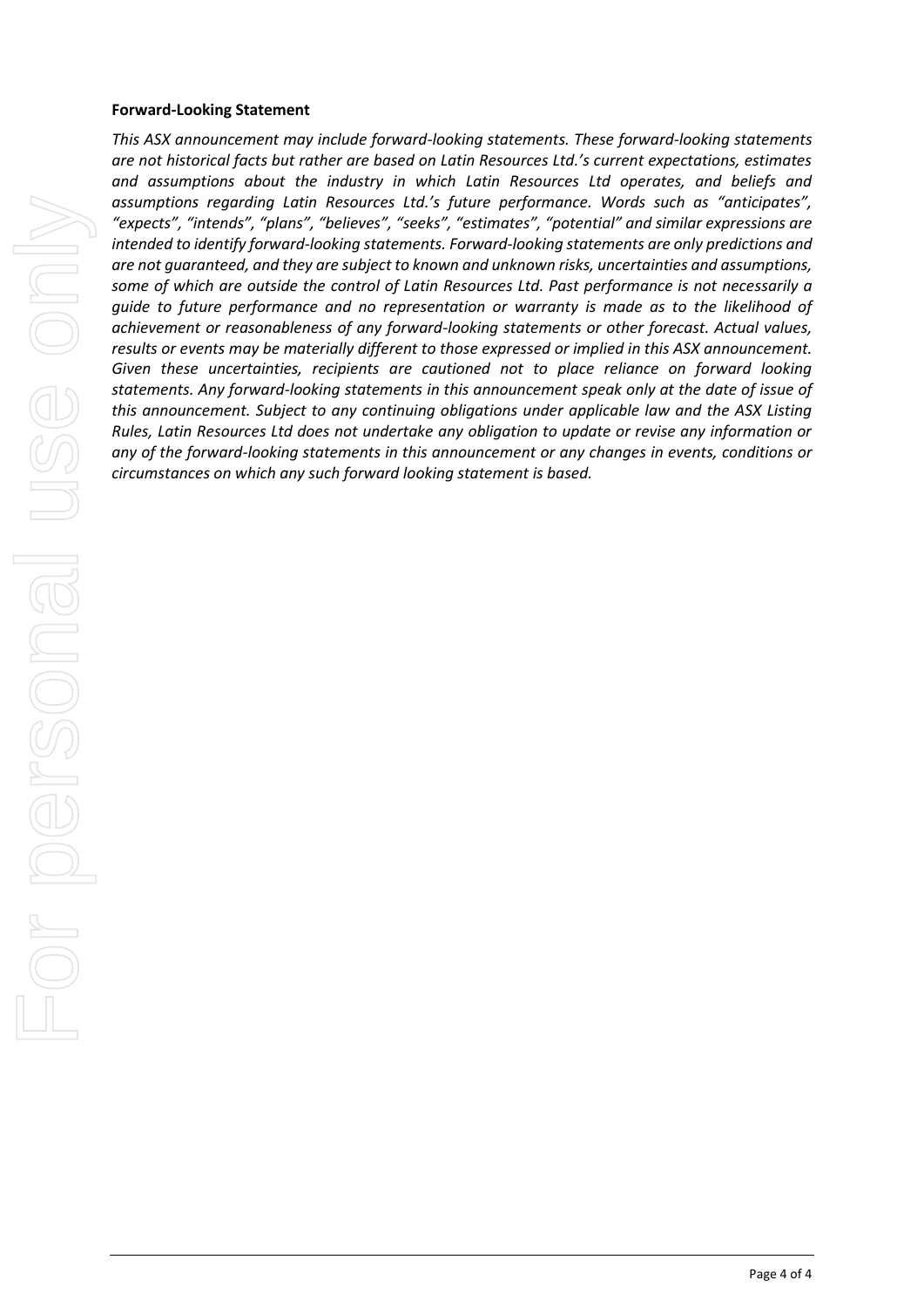**Forward-Looking Statement**

*This ASX announcement may include forward-looking statements. These forward-looking statements are not historical facts but rather are based on Latin Resources Ltd.'s current expectations, estimates and assumptions about the industry in which Latin Resources Ltd operates, and beliefs and assumptions regarding Latin Resources Ltd.'s future performance. Words such as "anticipates", "expects", "intends", "plans", "believes", "seeks", "estimates", "potential" and similar expressions are intended to identify forward-looking statements. Forward-looking statements are only predictions and are not guaranteed, and they are subject to known and unknown risks, uncertainties and assumptions, some of which are outside the control of Latin Resources Ltd. Past performance is not necessarily a guide to future performance and no representation or warranty is made as to the likelihood of achievement or reasonableness of any forward-looking statements or other forecast. Actual values, results or events may be materially different to those expressed or implied in this ASX announcement. Given these uncertainties, recipients are cautioned not to place reliance on forward looking statements. Any forward-looking statements in this announcement speak only at the date of issue of this announcement. Subject to any continuing obligations under applicable law and the ASX Listing Rules, Latin Resources Ltd does not undertake any obligation to update or revise any information or any of the forward-looking statements in this announcement or any changes in events, conditions or circumstances on which any such forward looking statement is based.*